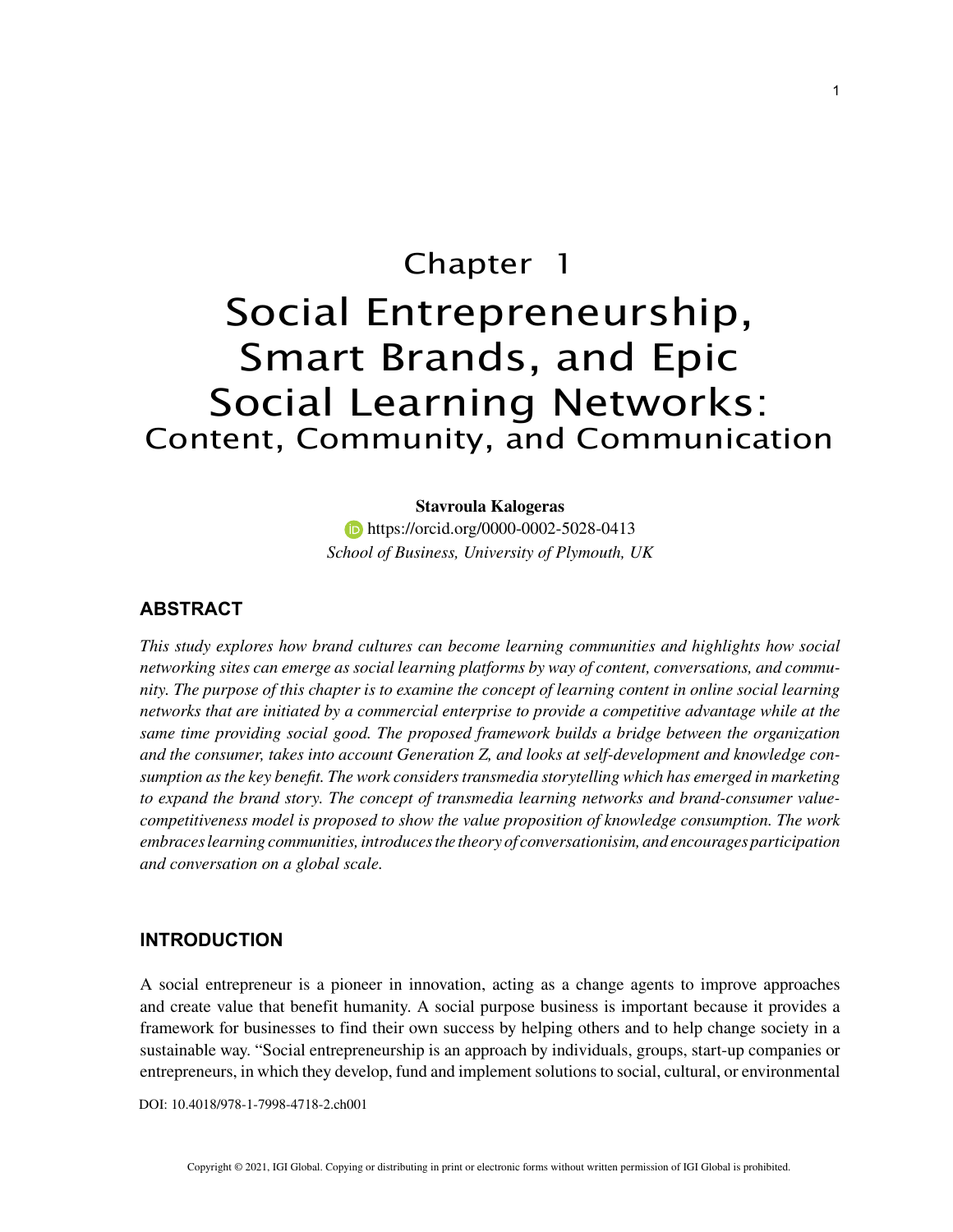# Chapter 1

# Social Entrepreneurship, Smart Brands, and Epic Social Learning Networks: Content, Community, and Communication

**Stavroula Kalogeras**

https://orcid.org/0000-0002-5028-0413

*School of Business, University of Plymouth, UK*

## ABSTRACT

*This study explores how brand cultures can become learning communities and highlights how social networking sites can emerge as social learning platforms by way of content, conversations, and community. The purpose of this chapter is to examine the concept of learning content in online social learning networks that are initiated by a commercial enterprise to provide a competitive advantage while at the same time providing social good. The proposed framework builds a bridge between the organization and the consumer, takes into account Generation Z, and looks at self-development and knowledge consumption as the key benefit. The work considers transmedia storytelling which has emerged in marketing to expand the brand story. The concept of transmedia learning networks and brand-consumer value-competitiveness model is proposed to show the value proposition of knowledge consumption. The work embraces learning communities, introduces the theory of conversationisim, and encourages participation and conversation on a global scale.*

## INTRODUCTION

A social entrepreneur is a pioneer in innovation, acting as a change agents to improve approaches and create value that benefit humanity. A social purpose business is important because it provides a framework for businesses to find their own success by helping others and to help change society in a sustainable way. "Social entrepreneurship is an approach by individuals, groups, start-up companies or entrepreneurs, in which they develop, fund and implement solutions to social, cultural, or environmental

DOI: 10.4018/978-1-7998-4718-2.ch001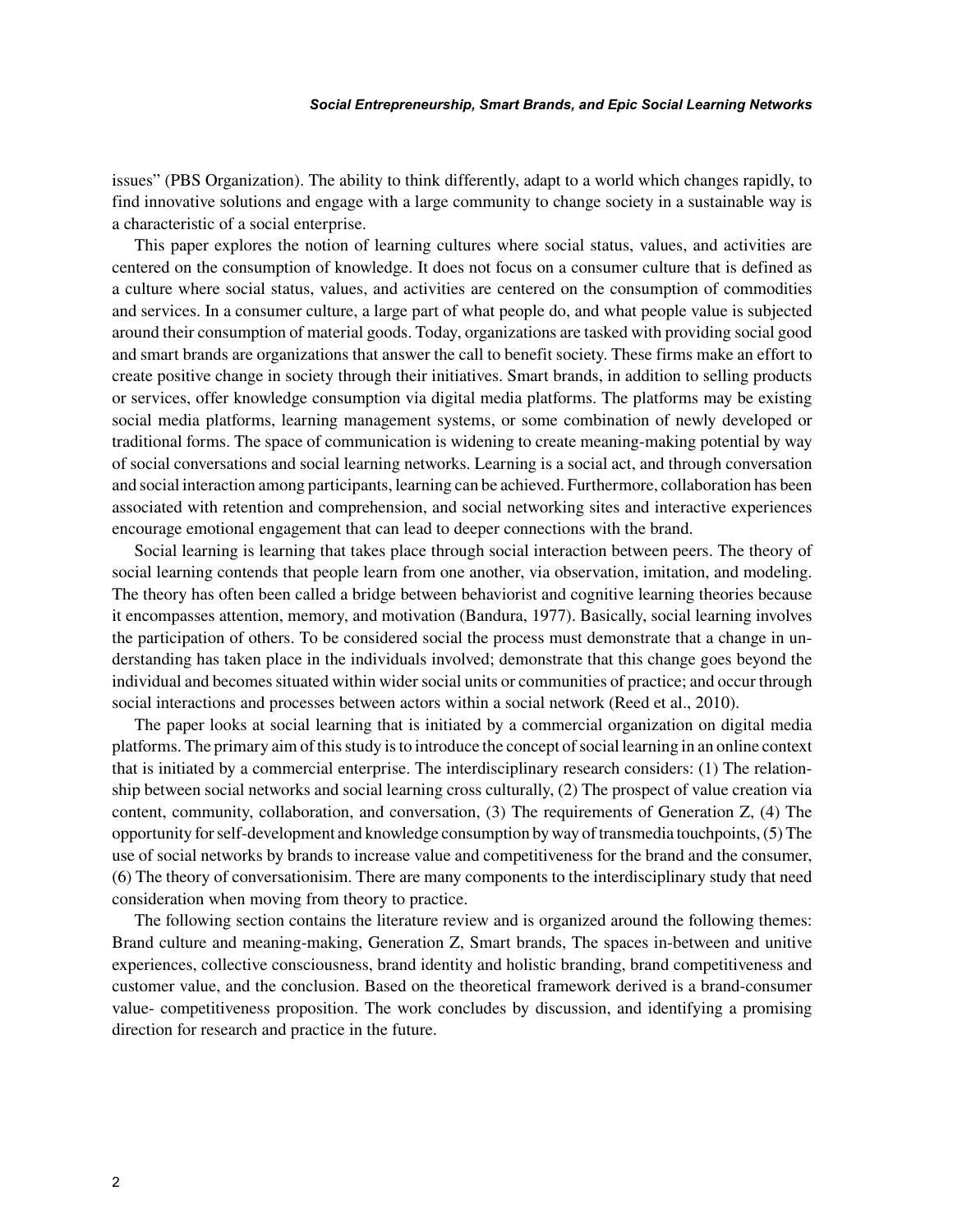issues" (PBS Organization). The ability to think differently, adapt to a world which changes rapidly, to find innovative solutions and engage with a large community to change society in a sustainable way is a characteristic of a social enterprise.

This paper explores the notion of learning cultures where social status, values, and activities are centered on the consumption of knowledge. It does not focus on a consumer culture that is defined as a culture where social status, values, and activities are centered on the consumption of commodities and services. In a consumer culture, a large part of what people do, and what people value is subjected around their consumption of material goods. Today, organizations are tasked with providing social good and smart brands are organizations that answer the call to benefit society. These firms make an effort to create positive change in society through their initiatives. Smart brands, in addition to selling products or services, offer knowledge consumption via digital media platforms. The platforms may be existing social media platforms, learning management systems, or some combination of newly developed or traditional forms. The space of communication is widening to create meaning-making potential by way of social conversations and social learning networks. Learning is a social act, and through conversation and social interaction among participants, learning can be achieved. Furthermore, collaboration has been associated with retention and comprehension, and social networking sites and interactive experiences encourage emotional engagement that can lead to deeper connections with the brand.

Social learning is learning that takes place through social interaction between peers. The theory of social learning contends that people learn from one another, via observation, imitation, and modeling. The theory has often been called a bridge between behaviorist and cognitive learning theories because it encompasses attention, memory, and motivation (Bandura, 1977). Basically, social learning involves the participation of others. To be considered social the process must demonstrate that a change in understanding has taken place in the individuals involved; demonstrate that this change goes beyond the individual and becomes situated within wider social units or communities of practice; and occur through social interactions and processes between actors within a social network (Reed et al., 2010).

The paper looks at social learning that is initiated by a commercial organization on digital media platforms. The primary aim of this study is to introduce the concept of social learning in an online context that is initiated by a commercial enterprise. The interdisciplinary research considers: (1) The relationship between social networks and social learning cross culturally, (2) The prospect of value creation via content, community, collaboration, and conversation, (3) The requirements of Generation Z, (4) The opportunity for self-development and knowledge consumption by way of transmedia touchpoints, (5) The use of social networks by brands to increase value and competitiveness for the brand and the consumer, (6) The theory of conversationisim. There are many components to the interdisciplinary study that need consideration when moving from theory to practice.

The following section contains the literature review and is organized around the following themes: Brand culture and meaning-making, Generation Z, Smart brands, The spaces in-between and unitive experiences, collective consciousness, brand identity and holistic branding, brand competitiveness and customer value, and the conclusion. Based on the theoretical framework derived is a brand-consumer value- competitiveness proposition. The work concludes by discussion, and identifying a promising direction for research and practice in the future.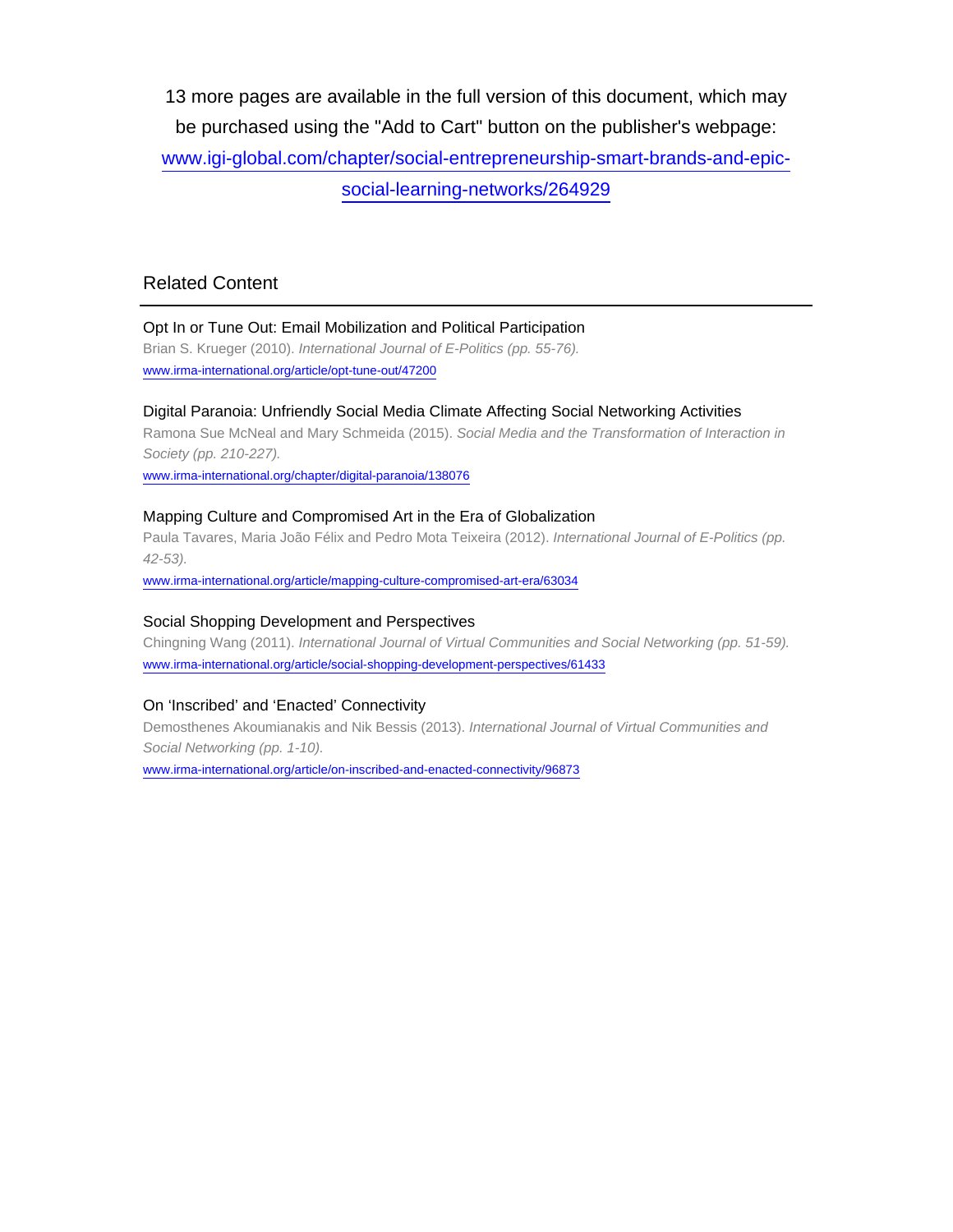13 more pages are available in the full version of this document, which may be purchased using the "Add to Cart" button on the publisher's webpage: www.igi-global.com/chapter/social-entrepreneurship-smart-brands-and-epic-social-learning-networks/264929

## Related Content

**Opt In or Tune Out: Email Mobilization and Political Participation**
Brian S. Krueger (2010). *International Journal of E-Politics (pp. 55-76).*
www.irma-international.org/article/opt-tune-out/47200

**Digital Paranoia: Unfriendly Social Media Climate Affecting Social Networking Activities**
Ramona Sue McNeal and Mary Schmeida (2015). *Social Media and the Transformation of Interaction in Society (pp. 210-227).*
www.irma-international.org/chapter/digital-paranoia/138076

**Mapping Culture and Compromised Art in the Era of Globalization**
Paula Tavares, Maria João Félix and Pedro Mota Teixeira (2012). *International Journal of E-Politics (pp. 42-53).*
www.irma-international.org/article/mapping-culture-compromised-art-era/63034

**Social Shopping Development and Perspectives**
Chingning Wang (2011). *International Journal of Virtual Communities and Social Networking (pp. 51-59).*
www.irma-international.org/article/social-shopping-development-perspectives/61433

**On 'Inscribed' and 'Enacted' Connectivity**
Demosthenes Akoumianakis and Nik Bessis (2013). *International Journal of Virtual Communities and Social Networking (pp. 1-10).*
www.irma-international.org/article/on-inscribed-and-enacted-connectivity/96873